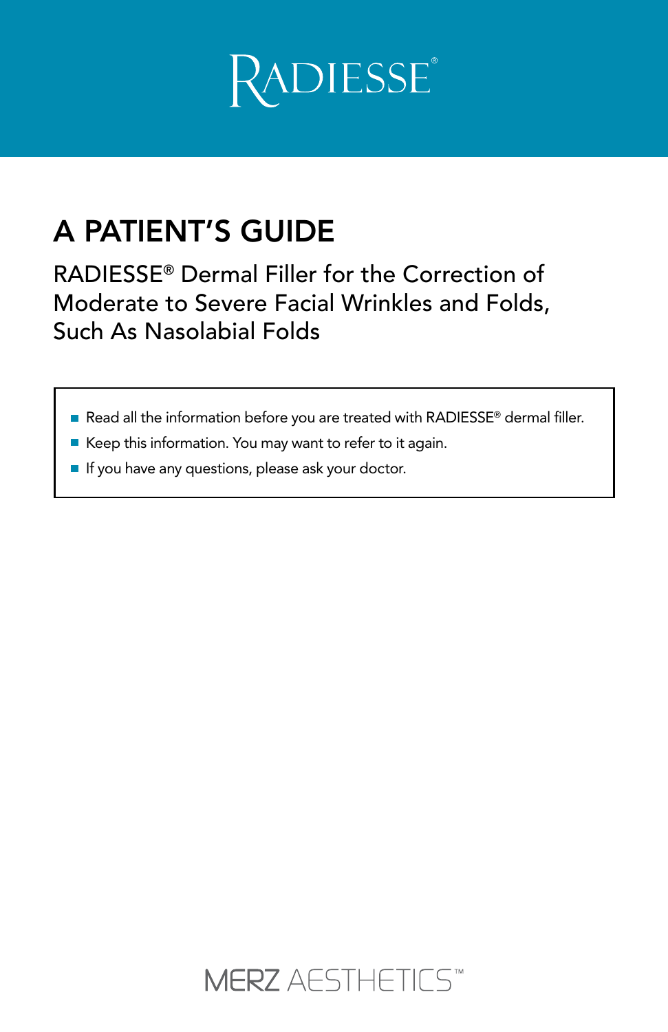# RADIESSE®

## A PATIENT'S GUIDE

RADIESSE® Dermal Filler for the Correction of Moderate to Severe Facial Wrinkles and Folds, Such As Nasolabial Folds

- Read all the information before you are treated with RADIESSE® dermal filler.
- Keep this information. You may want to refer to it again.
- If you have any questions, please ask your doctor.

MERZ AESTHETICS™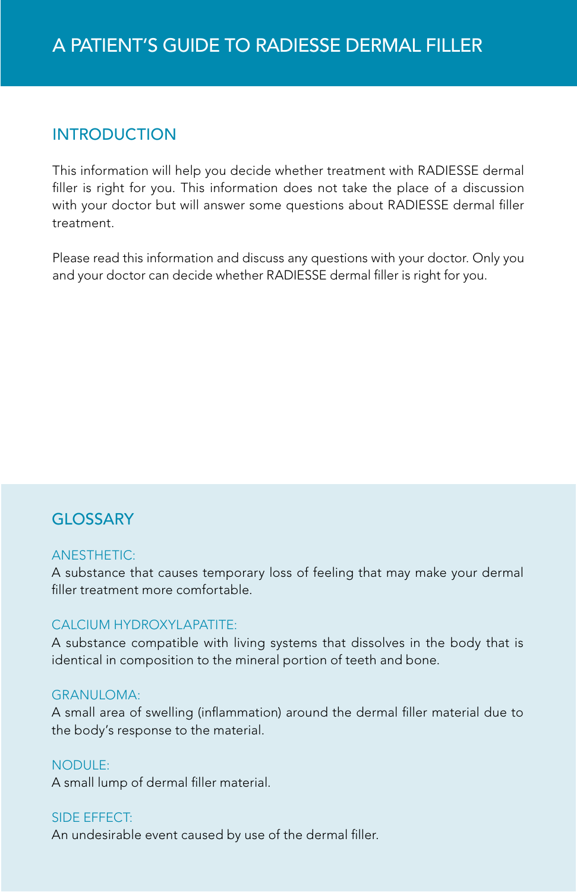# A PATIENT'S GUIDE TO RADIESSE DERMAL FILLER

## INTRODUCTION

This information will help you decide whether treatment with RADIESSE dermal filler is right for you. This information does not take the place of a discussion with your doctor but will answer some questions about RADIESSE dermal filler treatment.

Please read this information and discuss any questions with your doctor. Only you and your doctor can decide whether RADIESSE dermal filler is right for you.

## GLOSSARY

### ANESTHETIC:

A substance that causes temporary loss of feeling that may make your dermal filler treatment more comfortable.

### CALCIUM HYDROXYLAPATITE:

A substance compatible with living systems that dissolves in the body that is identical in composition to the mineral portion of teeth and bone.

### GRANULOMA:

A small area of swelling (inflammation) around the dermal filler material due to the body's response to the material.

### NODULE:

A small lump of dermal filler material.

### SIDE EFFECT:

An undesirable event caused by use of the dermal filler.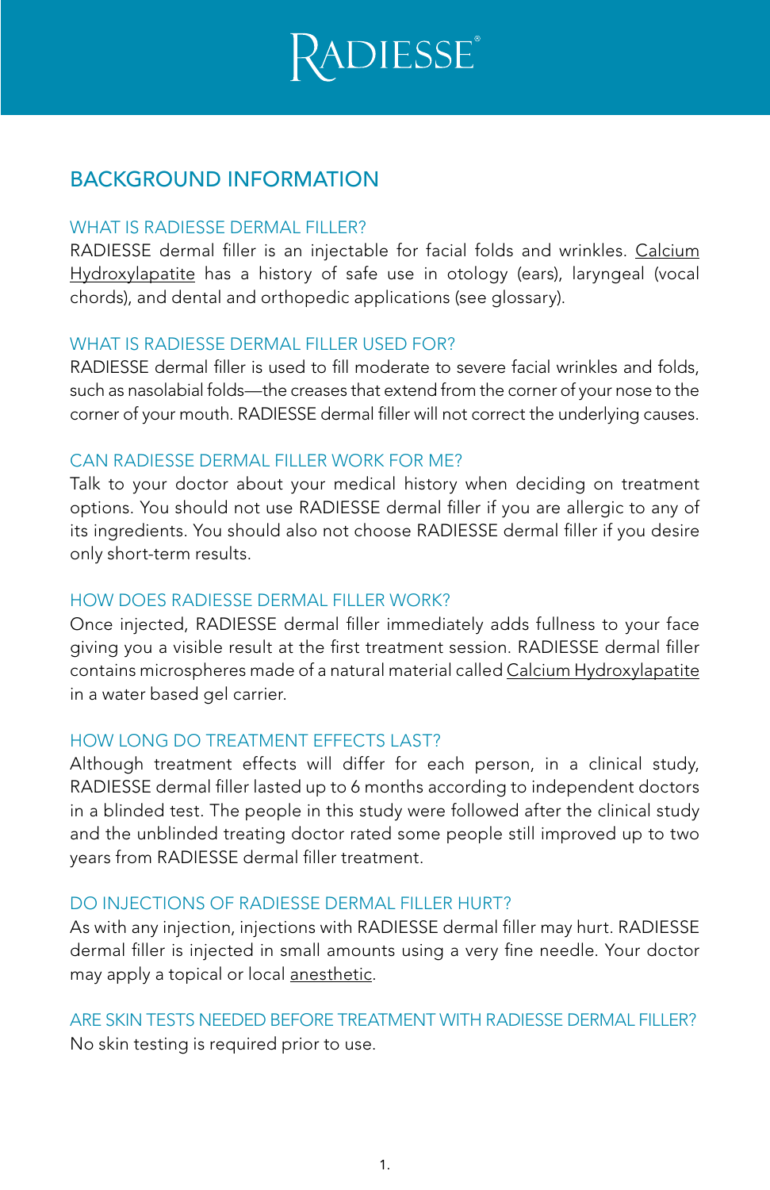# RADIESSE®

## BACKGROUND INFORMATION

### WHAT IS RADIESSE DERMAL FILLER?

RADIESSE dermal filler is an injectable for facial folds and wrinkles. Calcium Hydroxylapatite has a history of safe use in otology (ears), laryngeal (vocal chords), and dental and orthopedic applications (see glossary).

### WHAT IS RADIESSE DERMAL FILLER USED FOR?

RADIESSE dermal filler is used to fill moderate to severe facial wrinkles and folds, such as nasolabial folds—the creases that extend from the corner of your nose to the corner of your mouth. RADIESSE dermal filler will not correct the underlying causes.

### CAN RADIESSE DERMAL FILLER WORK FOR ME?

Talk to your doctor about your medical history when deciding on treatment options. You should not use RADIESSE dermal filler if you are allergic to any of its ingredients. You should also not choose RADIESSE dermal filler if you desire only short-term results.

### HOW DOES RADIESSE DERMAL FILLER WORK?

Once injected, RADIESSE dermal filler immediately adds fullness to your face giving you a visible result at the first treatment session. RADIESSE dermal filler contains microspheres made of a natural material called Calcium Hydroxylapatite in a water based gel carrier.

### HOW LONG DO TREATMENT EFFECTS LAST?

Although treatment effects will differ for each person, in a clinical study, RADIESSE dermal filler lasted up to 6 months according to independent doctors in a blinded test. The people in this study were followed after the clinical study and the unblinded treating doctor rated some people still improved up to two years from RADIESSE dermal filler treatment.

### DO INJECTIONS OF RADIESSE DERMAL FILLER HURT?

As with any injection, injections with RADIESSE dermal filler may hurt. RADIESSE dermal filler is injected in small amounts using a very fine needle. Your doctor may apply a topical or local anesthetic.

### ARE SKIN TESTS NEEDED BEFORE TREATMENT WITH RADIESSE DERMAL FILLER?

No skin testing is required prior to use.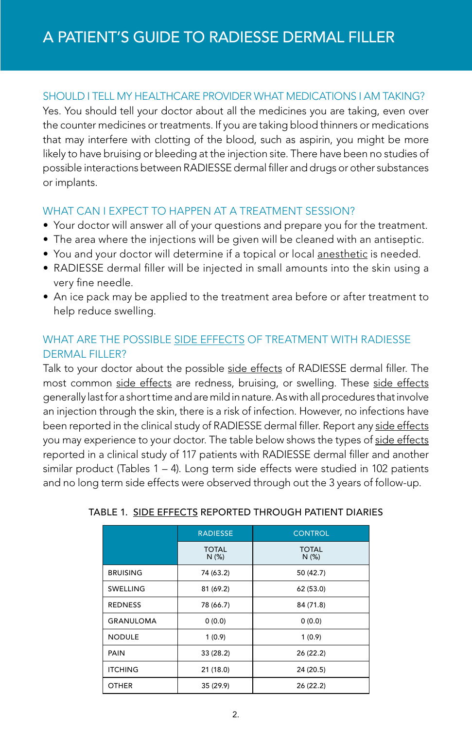# A PATIENT'S GUIDE TO RADIESSE DERMAL FILLER

## SHOULD I TELL MY HEALTHCARE PROVIDER WHAT MEDICATIONS I AM TAKING?

Yes. You should tell your doctor about all the medicines you are taking, even over the counter medicines or treatments. If you are taking blood thinners or medications that may interfere with clotting of the blood, such as aspirin, you might be more likely to have bruising or bleeding at the injection site. There have been no studies of possible interactions between RADIESSE dermal filler and drugs or other substances or implants.

## WHAT CAN I EXPECT TO HAPPEN AT A TREATMENT SESSION?

- Your doctor will answer all of your questions and prepare you for the treatment.
- The area where the injections will be given will be cleaned with an antiseptic.
- You and your doctor will determine if a topical or local anesthetic is needed.
- RADIESSE dermal filler will be injected in small amounts into the skin using a very fine needle.
- An ice pack may be applied to the treatment area before or after treatment to help reduce swelling.

## WHAT ARE THE POSSIBLE SIDE EFFECTS OF TREATMENT WITH RADIESSE DERMAL FILLER?

Talk to your doctor about the possible side effects of RADIESSE dermal filler. The most common side effects are redness, bruising, or swelling. These side effects generally last for a short time and are mild in nature. As with all procedures that involve an injection through the skin, there is a risk of infection. However, no infections have been reported in the clinical study of RADIESSE dermal filler. Report any side effects you may experience to your doctor. The table below shows the types of side effects reported in a clinical study of 117 patients with RADIESSE dermal filler and another similar product (Tables 1 – 4). Long term side effects were studied in 102 patients and no long term side effects were observed through out the 3 years of follow-up.

TABLE 1. SIDE EFFECTS REPORTED THROUGH PATIENT DIARIES

| | RADIESSE | CONTROL |
|---|---|---|
| | TOTAL N (%) | TOTAL N (%) |
| BRUISING | 74 (63.2) | 50 (42.7) |
| SWELLING | 81 (69.2) | 62 (53.0) |
| REDNESS | 78 (66.7) | 84 (71.8) |
| GRANULOMA | 0 (0.0) | 0 (0.0) |
| NODULE | 1 (0.9) | 1 (0.9) |
| PAIN | 33 (28.2) | 26 (22.2) |
| ITCHING | 21 (18.0) | 24 (20.5) |
| OTHER | 35 (29.9) | 26 (22.2) |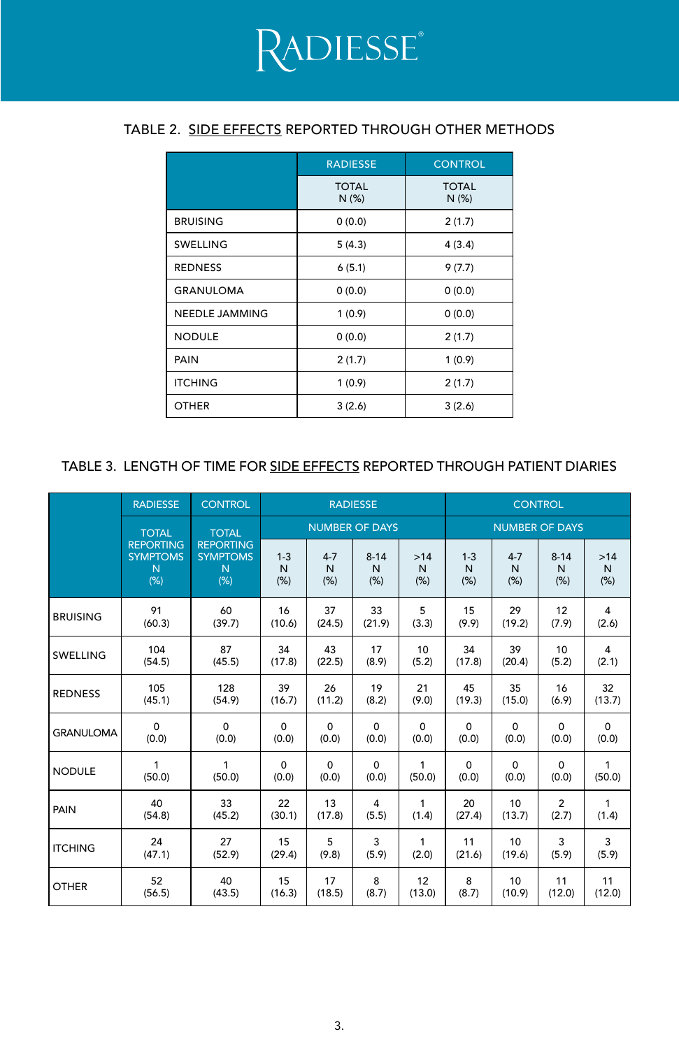# RADIESSE®

## TABLE 2. SIDE EFFECTS REPORTED THROUGH OTHER METHODS

| | RADIESSE | CONTROL |
|---|---|---|
| | TOTAL N (%) | TOTAL N (%) |
| BRUISING | 0 (0.0) | 2 (1.7) |
| SWELLING | 5 (4.3) | 4 (3.4) |
| REDNESS | 6 (5.1) | 9 (7.7) |
| GRANULOMA | 0 (0.0) | 0 (0.0) |
| NEEDLE JAMMING | 1 (0.9) | 0 (0.0) |
| NODULE | 0 (0.0) | 2 (1.7) |
| PAIN | 2 (1.7) | 1 (0.9) |
| ITCHING | 1 (0.9) | 2 (1.7) |
| OTHER | 3 (2.6) | 3 (2.6) |

## TABLE 3. LENGTH OF TIME FOR SIDE EFFECTS REPORTED THROUGH PATIENT DIARIES

| | RADIESSE | CONTROL | RADIESSE | | | | CONTROL | | | |
|---|---|---|---|---|---|---|---|---|---|---|
| | TOTAL REPORTING SYMPTOMS N (%) | TOTAL REPORTING SYMPTOMS N (%) | NUMBER OF DAYS | | | | NUMBER OF DAYS | | | |
| | | | 1-3 N (%) | 4-7 N (%) | 8-14 N (%) | >14 N (%) | 1-3 N (%) | 4-7 N (%) | 8-14 N (%) | >14 N (%) |
| BRUISING | 91 (60.3) | 60 (39.7) | 16 (10.6) | 37 (24.5) | 33 (21.9) | 5 (3.3) | 15 (9.9) | 29 (19.2) | 12 (7.9) | 4 (2.6) |
| SWELLING | 104 (54.5) | 87 (45.5) | 34 (17.8) | 43 (22.5) | 17 (8.9) | 10 (5.2) | 34 (17.8) | 39 (20.4) | 10 (5.2) | 4 (2.1) |
| REDNESS | 105 (45.1) | 128 (54.9) | 39 (16.7) | 26 (11.2) | 19 (8.2) | 21 (9.0) | 45 (19.3) | 35 (15.0) | 16 (6.9) | 32 (13.7) |
| GRANULOMA | 0 (0.0) | 0 (0.0) | 0 (0.0) | 0 (0.0) | 0 (0.0) | 0 (0.0) | 0 (0.0) | 0 (0.0) | 0 (0.0) | 0 (0.0) |
| NODULE | 1 (50.0) | 1 (50.0) | 0 (0.0) | 0 (0.0) | 0 (0.0) | 1 (50.0) | 0 (0.0) | 0 (0.0) | 0 (0.0) | 1 (50.0) |
| PAIN | 40 (54.8) | 33 (45.2) | 22 (30.1) | 13 (17.8) | 4 (5.5) | 1 (1.4) | 20 (27.4) | 10 (13.7) | 2 (2.7) | 1 (1.4) |
| ITCHING | 24 (47.1) | 27 (52.9) | 15 (29.4) | 5 (9.8) | 3 (5.9) | 1 (2.0) | 11 (21.6) | 10 (19.6) | 3 (5.9) | 3 (5.9) |
| OTHER | 52 (56.5) | 40 (43.5) | 15 (16.3) | 17 (18.5) | 8 (8.7) | 12 (13.0) | 8 (8.7) | 10 (10.9) | 11 (12.0) | 11 (12.0) |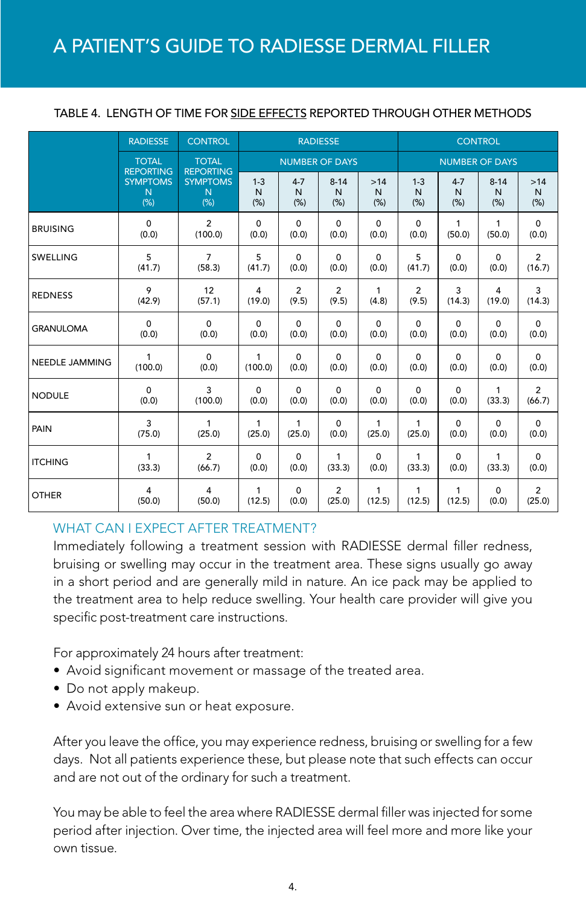# A PATIENT'S GUIDE TO RADIESSE DERMAL FILLER

TABLE 4. LENGTH OF TIME FOR SIDE EFFECTS REPORTED THROUGH OTHER METHODS

| | RADIESSE | CONTROL | RADIESSE | | | | CONTROL | | | |
|---|---|---|---|---|---|---|---|---|---|---|
| | TOTAL REPORTING SYMPTOMS N (%) | TOTAL REPORTING SYMPTOMS N (%) | NUMBER OF DAYS | | | | NUMBER OF DAYS | | | |
| | | | 1-3 N (%) | 4-7 N (%) | 8-14 N (%) | >14 N (%) | 1-3 N (%) | 4-7 N (%) | 8-14 N (%) | >14 N (%) |
| BRUISING | 0 (0.0) | 2 (100.0) | 0 (0.0) | 0 (0.0) | 0 (0.0) | 0 (0.0) | 0 (0.0) | 1 (50.0) | 1 (50.0) | 0 (0.0) |
| SWELLING | 5 (41.7) | 7 (58.3) | 5 (41.7) | 0 (0.0) | 0 (0.0) | 0 (0.0) | 5 (41.7) | 0 (0.0) | 0 (0.0) | 2 (16.7) |
| REDNESS | 9 (42.9) | 12 (57.1) | 4 (19.0) | 2 (9.5) | 2 (9.5) | 1 (4.8) | 2 (9.5) | 3 (14.3) | 4 (19.0) | 3 (14.3) |
| GRANULOMA | 0 (0.0) | 0 (0.0) | 0 (0.0) | 0 (0.0) | 0 (0.0) | 0 (0.0) | 0 (0.0) | 0 (0.0) | 0 (0.0) | 0 (0.0) |
| NEEDLE JAMMING | 1 (100.0) | 0 (0.0) | 1 (100.0) | 0 (0.0) | 0 (0.0) | 0 (0.0) | 0 (0.0) | 0 (0.0) | 0 (0.0) | 0 (0.0) |
| NODULE | 0 (0.0) | 3 (100.0) | 0 (0.0) | 0 (0.0) | 0 (0.0) | 0 (0.0) | 0 (0.0) | 0 (0.0) | 1 (33.3) | 2 (66.7) |
| PAIN | 3 (75.0) | 1 (25.0) | 1 (25.0) | 1 (25.0) | 0 (0.0) | 1 (25.0) | 1 (25.0) | 0 (0.0) | 0 (0.0) | 0 (0.0) |
| ITCHING | 1 (33.3) | 2 (66.7) | 0 (0.0) | 0 (0.0) | 1 (33.3) | 0 (0.0) | 1 (33.3) | 0 (0.0) | 1 (33.3) | 0 (0.0) |
| OTHER | 4 (50.0) | 4 (50.0) | 1 (12.5) | 0 (0.0) | 2 (25.0) | 1 (12.5) | 1 (12.5) | 1 (12.5) | 0 (0.0) | 2 (25.0) |

## WHAT CAN I EXPECT AFTER TREATMENT?

Immediately following a treatment session with RADIESSE dermal filler redness, bruising or swelling may occur in the treatment area. These signs usually go away in a short period and are generally mild in nature. An ice pack may be applied to the treatment area to help reduce swelling. Your health care provider will give you specific post-treatment care instructions.

For approximately 24 hours after treatment:

- Avoid significant movement or massage of the treated area.
- Do not apply makeup.
- Avoid extensive sun or heat exposure.

After you leave the office, you may experience redness, bruising or swelling for a few days. Not all patients experience these, but please note that such effects can occur and are not out of the ordinary for such a treatment.

You may be able to feel the area where RADIESSE dermal filler was injected for some period after injection. Over time, the injected area will feel more and more like your own tissue.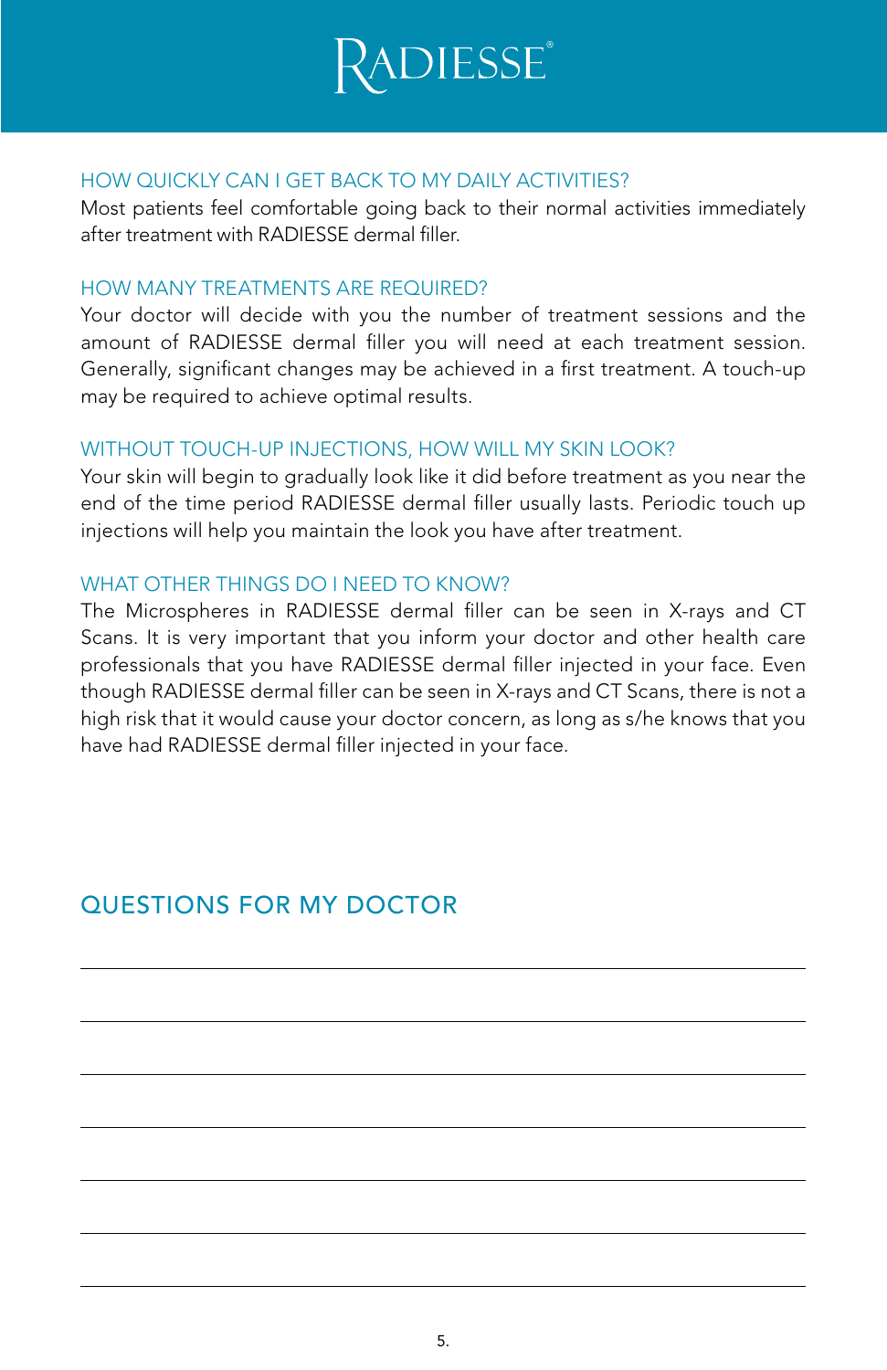### HOW QUICKLY CAN I GET BACK TO MY DAILY ACTIVITIES?

Most patients feel comfortable going back to their normal activities immediately after treatment with RADIESSE dermal filler.

### HOW MANY TREATMENTS ARE REQUIRED?

Your doctor will decide with you the number of treatment sessions and the amount of RADIESSE dermal filler you will need at each treatment session. Generally, significant changes may be achieved in a first treatment. A touch-up may be required to achieve optimal results.

### WITHOUT TOUCH-UP INJECTIONS, HOW WILL MY SKIN LOOK?

Your skin will begin to gradually look like it did before treatment as you near the end of the time period RADIESSE dermal filler usually lasts. Periodic touch up injections will help you maintain the look you have after treatment.

### WHAT OTHER THINGS DO I NEED TO KNOW?

The Microspheres in RADIESSE dermal filler can be seen in X-rays and CT Scans. It is very important that you inform your doctor and other health care professionals that you have RADIESSE dermal filler injected in your face. Even though RADIESSE dermal filler can be seen in X-rays and CT Scans, there is not a high risk that it would cause your doctor concern, as long as s/he knows that you have had RADIESSE dermal filler injected in your face.

## QUESTIONS FOR MY DOCTOR

______________________________________________

______________________________________________

______________________________________________

______________________________________________

______________________________________________

______________________________________________

______________________________________________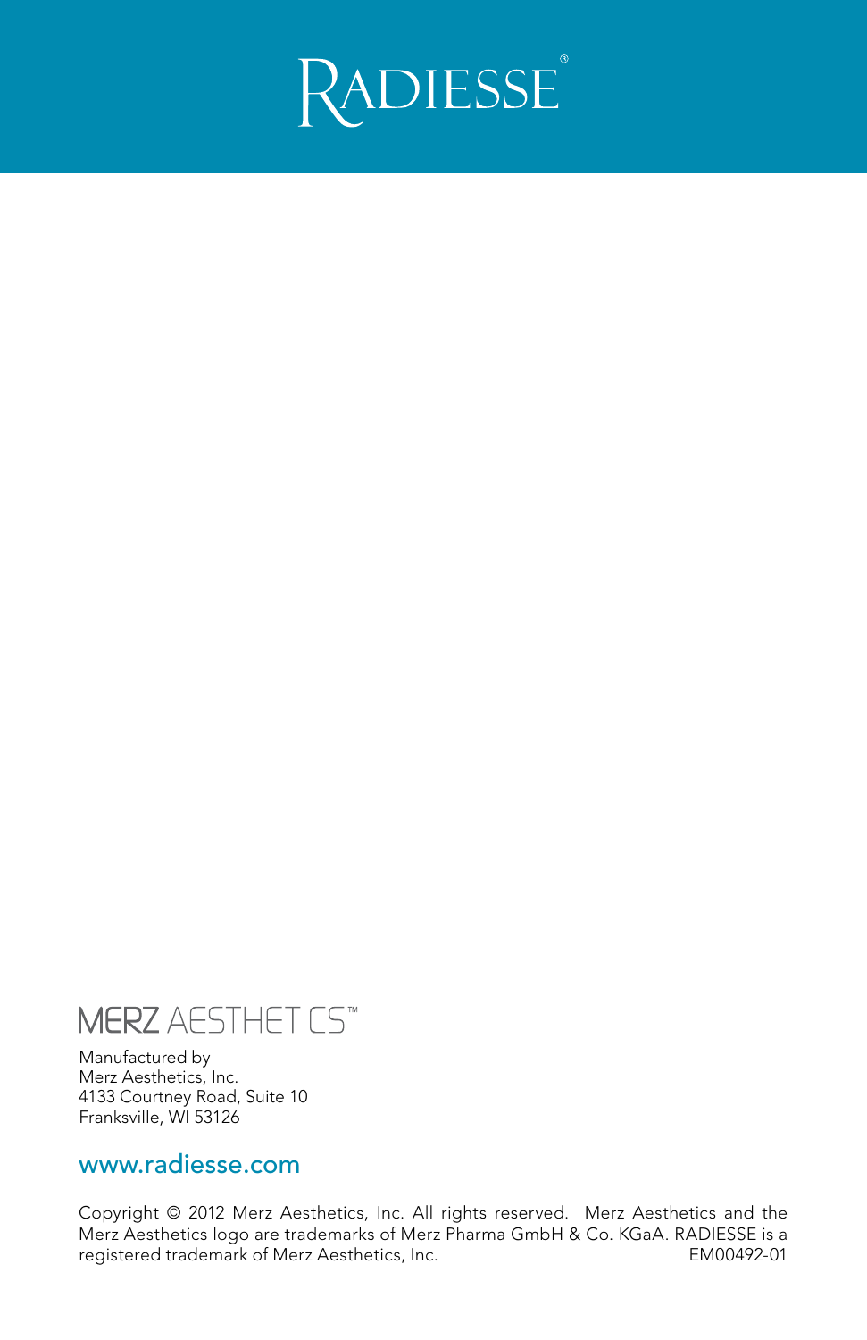# RADIESSE®

MERZ AESTHETICS™

Manufactured by
Merz Aesthetics, Inc.
4133 Courtney Road, Suite 10
Franksville, WI 53126

www.radiesse.com

Copyright © 2012 Merz Aesthetics, Inc. All rights reserved. Merz Aesthetics and the Merz Aesthetics logo are trademarks of Merz Pharma GmbH & Co. KGaA. RADIESSE is a registered trademark of Merz Aesthetics, Inc. EM00492-01